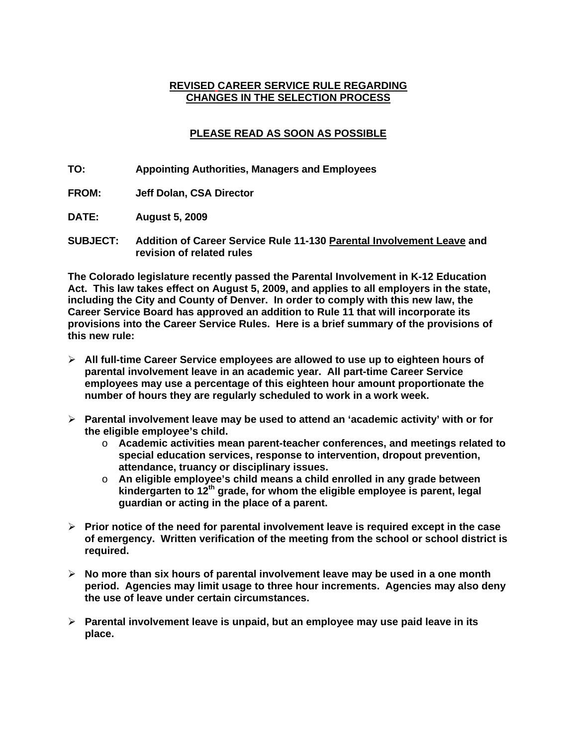**REVISED CAREER SERVICE RULE REGARDING CHANGES IN THE SELECTION PROCESS**

**PLEASE READ AS SOON AS POSSIBLE**

**TO:** Appointing Authorities, Managers and Employees

**FROM:** Jeff Dolan, CSA Director

**DATE:** August 5, 2009

**SUBJECT:** Addition of Career Service Rule 11-130 Parental Involvement Leave and revision of related rules

**The Colorado legislature recently passed the Parental Involvement in K-12 Education Act. This law takes effect on August 5, 2009, and applies to all employers in the state, including the City and County of Denver. In order to comply with this new law, the Career Service Board has approved an addition to Rule 11 that will incorporate its provisions into the Career Service Rules. Here is a brief summary of the provisions of this new rule:**

- **All full-time Career Service employees are allowed to use up to eighteen hours of parental involvement leave in an academic year. All part-time Career Service employees may use a percentage of this eighteen hour amount proportionate the number of hours they are regularly scheduled to work in a work week.**
- **Parental involvement leave may be used to attend an 'academic activity' with or for the eligible employee's child.**
  - **Academic activities mean parent-teacher conferences, and meetings related to special education services, response to intervention, dropout prevention, attendance, truancy or disciplinary issues.**
  - **An eligible employee's child means a child enrolled in any grade between kindergarten to 12th grade, for whom the eligible employee is parent, legal guardian or acting in the place of a parent.**
- **Prior notice of the need for parental involvement leave is required except in the case of emergency. Written verification of the meeting from the school or school district is required.**
- **No more than six hours of parental involvement leave may be used in a one month period. Agencies may limit usage to three hour increments. Agencies may also deny the use of leave under certain circumstances.**
- **Parental involvement leave is unpaid, but an employee may use paid leave in its place.**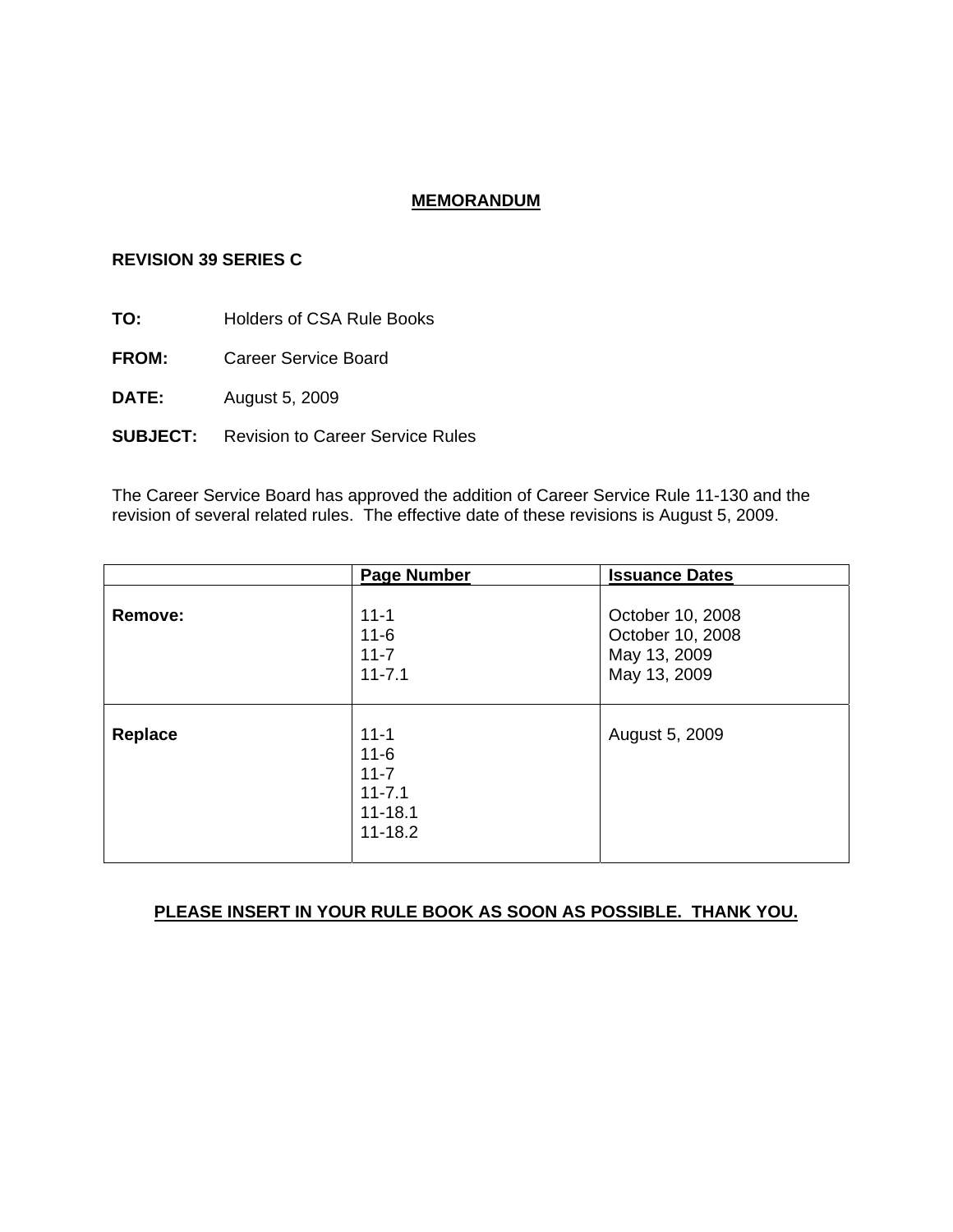# MEMORANDUM

**REVISION 39 SERIES C**

**TO:** Holders of CSA Rule Books

**FROM:** Career Service Board

**DATE:** August 5, 2009

**SUBJECT:** Revision to Career Service Rules

The Career Service Board has approved the addition of Career Service Rule 11-130 and the revision of several related rules. The effective date of these revisions is August 5, 2009.

| | Page Number | Issuance Dates |
|---|---|---|
| **Remove:** | 11-1<br>11-6<br>11-7<br>11-7.1 | October 10, 2008<br>October 10, 2008<br>May 13, 2009<br>May 13, 2009 |
| **Replace** | 11-1<br>11-6<br>11-7<br>11-7.1<br>11-18.1<br>11-18.2 | August 5, 2009 |

**PLEASE INSERT IN YOUR RULE BOOK AS SOON AS POSSIBLE. THANK YOU.**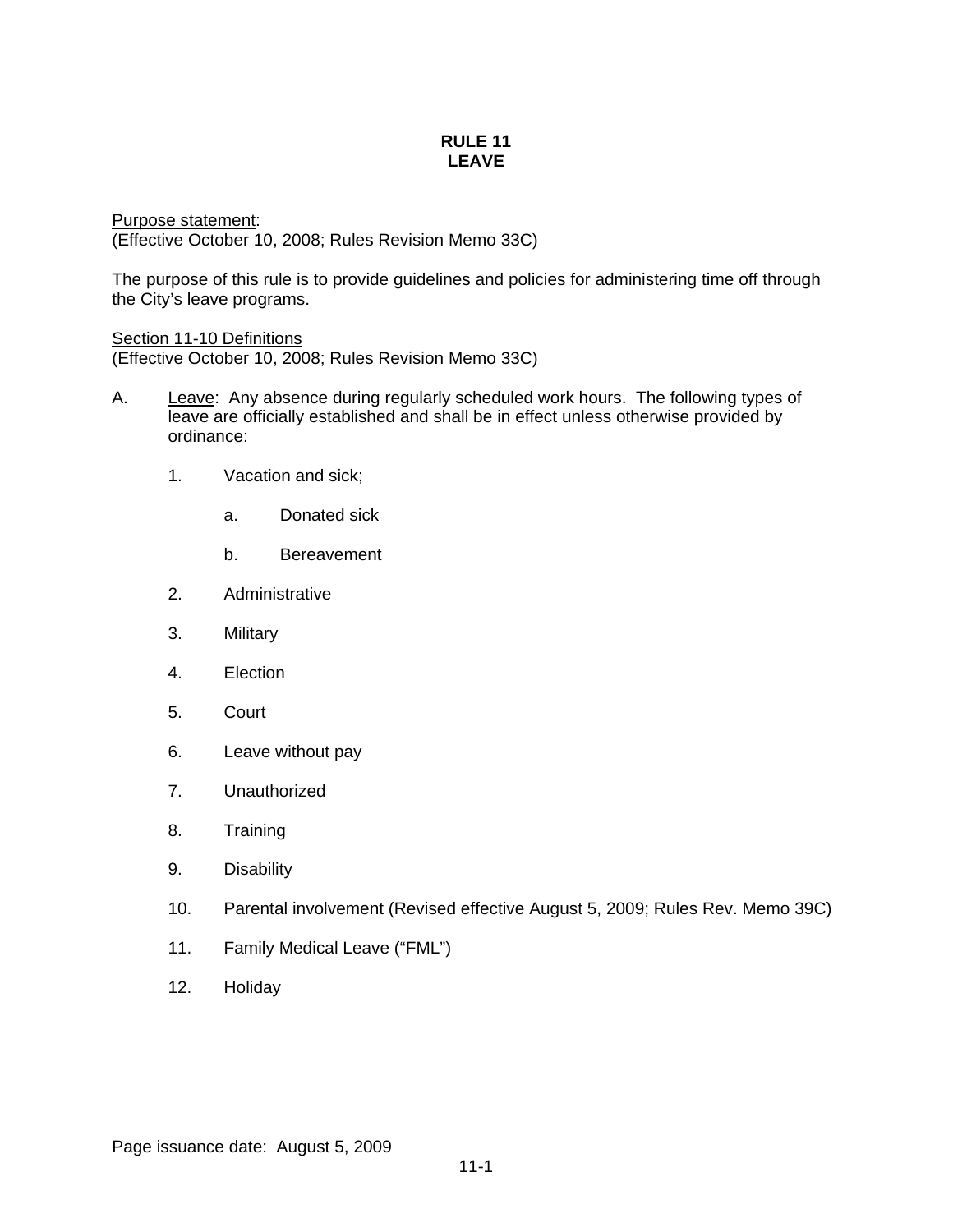# RULE 11
# LEAVE

Purpose statement:
(Effective October 10, 2008; Rules Revision Memo 33C)

The purpose of this rule is to provide guidelines and policies for administering time off through the City's leave programs.

Section 11-10 Definitions
(Effective October 10, 2008; Rules Revision Memo 33C)

A. Leave: Any absence during regularly scheduled work hours. The following types of leave are officially established and shall be in effect unless otherwise provided by ordinance:

   1. Vacation and sick;

      a. Donated sick

      b. Bereavement

   2. Administrative

   3. Military

   4. Election

   5. Court

   6. Leave without pay

   7. Unauthorized

   8. Training

   9. Disability

   10. Parental involvement (Revised effective August 5, 2009; Rules Rev. Memo 39C)

   11. Family Medical Leave ("FML")

   12. Holiday

Page issuance date: August 5, 2009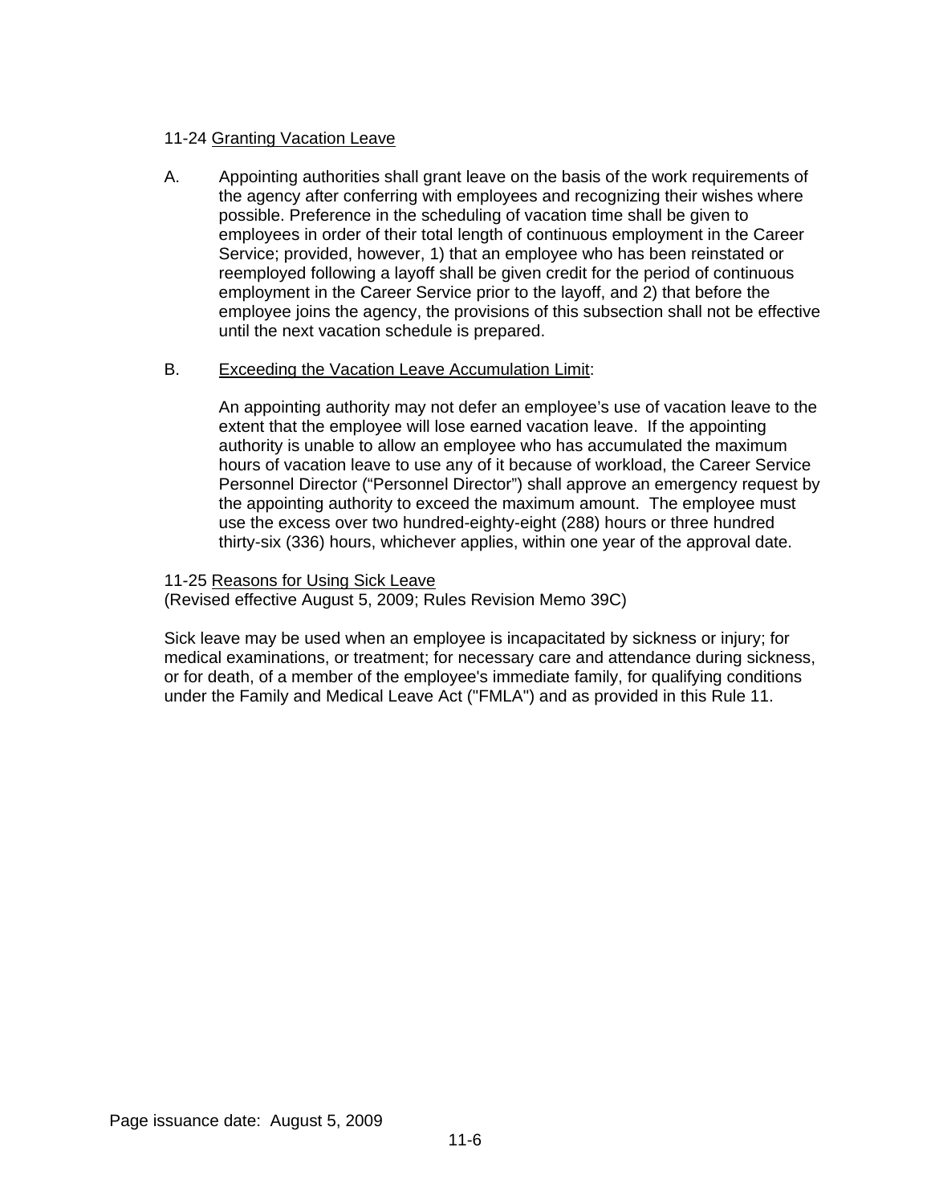11-24 Granting Vacation Leave

A. Appointing authorities shall grant leave on the basis of the work requirements of the agency after conferring with employees and recognizing their wishes where possible. Preference in the scheduling of vacation time shall be given to employees in order of their total length of continuous employment in the Career Service; provided, however, 1) that an employee who has been reinstated or reemployed following a layoff shall be given credit for the period of continuous employment in the Career Service prior to the layoff, and 2) that before the employee joins the agency, the provisions of this subsection shall not be effective until the next vacation schedule is prepared.

B. Exceeding the Vacation Leave Accumulation Limit:

An appointing authority may not defer an employee's use of vacation leave to the extent that the employee will lose earned vacation leave. If the appointing authority is unable to allow an employee who has accumulated the maximum hours of vacation leave to use any of it because of workload, the Career Service Personnel Director ("Personnel Director") shall approve an emergency request by the appointing authority to exceed the maximum amount. The employee must use the excess over two hundred-eighty-eight (288) hours or three hundred thirty-six (336) hours, whichever applies, within one year of the approval date.

11-25 Reasons for Using Sick Leave
(Revised effective August 5, 2009; Rules Revision Memo 39C)

Sick leave may be used when an employee is incapacitated by sickness or injury; for medical examinations, or treatment; for necessary care and attendance during sickness, or for death, of a member of the employee's immediate family, for qualifying conditions under the Family and Medical Leave Act ("FMLA") and as provided in this Rule 11.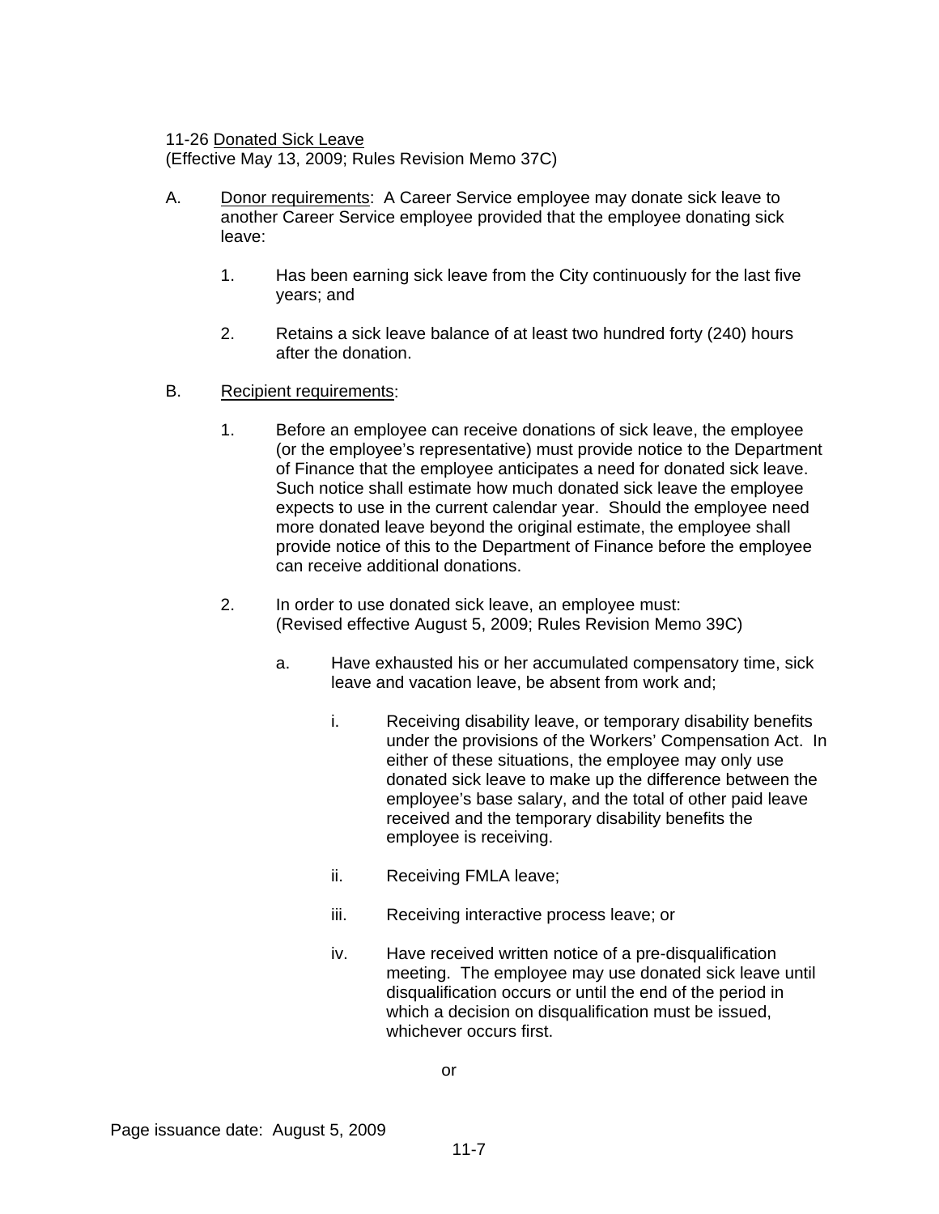11-26 Donated Sick Leave
(Effective May 13, 2009; Rules Revision Memo 37C)

A. Donor requirements: A Career Service employee may donate sick leave to another Career Service employee provided that the employee donating sick leave:

   1. Has been earning sick leave from the City continuously for the last five years; and

   2. Retains a sick leave balance of at least two hundred forty (240) hours after the donation.

B. Recipient requirements:

   1. Before an employee can receive donations of sick leave, the employee (or the employee's representative) must provide notice to the Department of Finance that the employee anticipates a need for donated sick leave. Such notice shall estimate how much donated sick leave the employee expects to use in the current calendar year. Should the employee need more donated leave beyond the original estimate, the employee shall provide notice of this to the Department of Finance before the employee can receive additional donations.

   2. In order to use donated sick leave, an employee must:
      (Revised effective August 5, 2009; Rules Revision Memo 39C)

      a. Have exhausted his or her accumulated compensatory time, sick leave and vacation leave, be absent from work and;

         i. Receiving disability leave, or temporary disability benefits under the provisions of the Workers' Compensation Act. In either of these situations, the employee may only use donated sick leave to make up the difference between the employee's base salary, and the total of other paid leave received and the temporary disability benefits the employee is receiving.

         ii. Receiving FMLA leave;

         iii. Receiving interactive process leave; or

         iv. Have received written notice of a pre-disqualification meeting. The employee may use donated sick leave until disqualification occurs or until the end of the period in which a decision on disqualification must be issued, whichever occurs first.

or

Page issuance date: August 5, 2009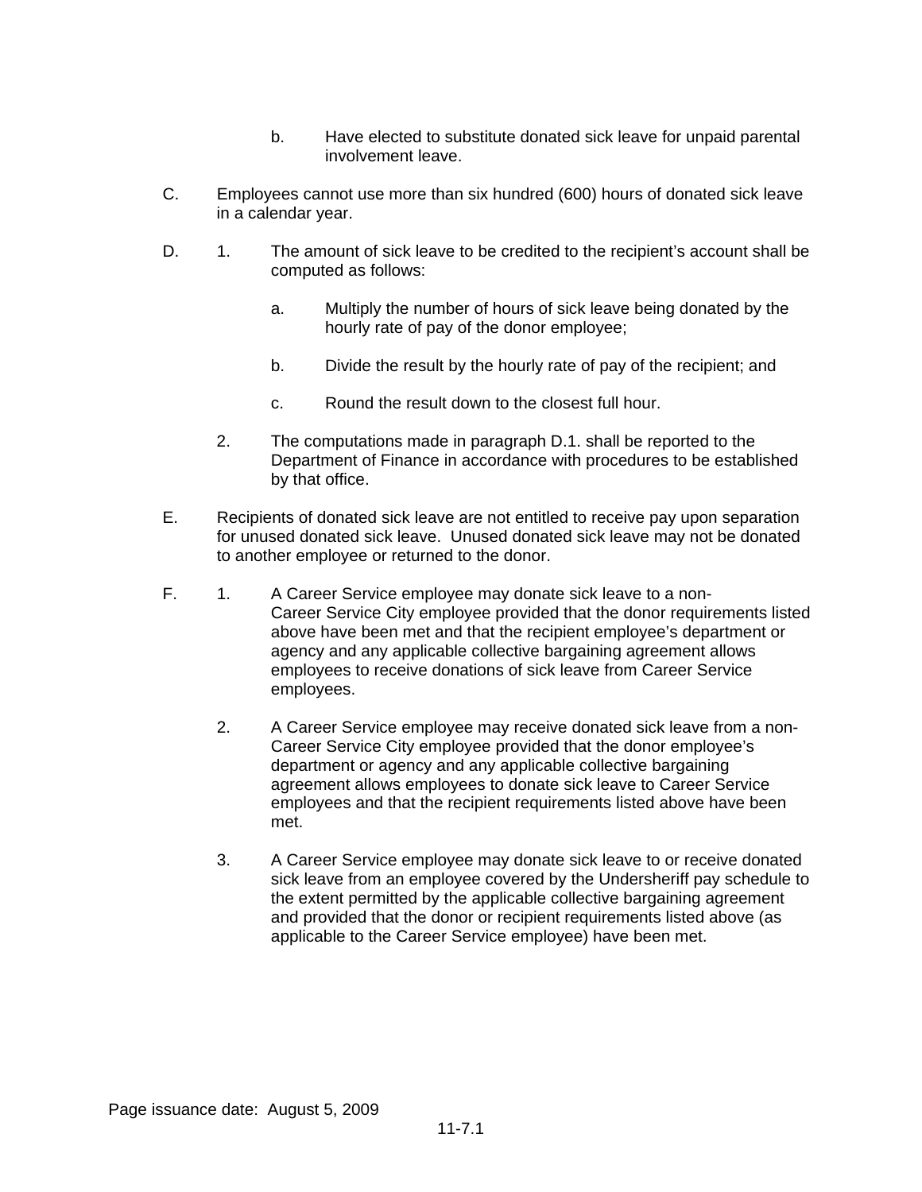b. Have elected to substitute donated sick leave for unpaid parental involvement leave.

C. Employees cannot use more than six hundred (600) hours of donated sick leave in a calendar year.

D. 1. The amount of sick leave to be credited to the recipient's account shall be computed as follows:

a. Multiply the number of hours of sick leave being donated by the hourly rate of pay of the donor employee;

b. Divide the result by the hourly rate of pay of the recipient; and

c. Round the result down to the closest full hour.

2. The computations made in paragraph D.1. shall be reported to the Department of Finance in accordance with procedures to be established by that office.

E. Recipients of donated sick leave are not entitled to receive pay upon separation for unused donated sick leave. Unused donated sick leave may not be donated to another employee or returned to the donor.

F. 1. A Career Service employee may donate sick leave to a non-Career Service City employee provided that the donor requirements listed above have been met and that the recipient employee's department or agency and any applicable collective bargaining agreement allows employees to receive donations of sick leave from Career Service employees.

2. A Career Service employee may receive donated sick leave from a non-Career Service City employee provided that the donor employee's department or agency and any applicable collective bargaining agreement allows employees to donate sick leave to Career Service employees and that the recipient requirements listed above have been met.

3. A Career Service employee may donate sick leave to or receive donated sick leave from an employee covered by the Undersheriff pay schedule to the extent permitted by the applicable collective bargaining agreement and provided that the donor or recipient requirements listed above (as applicable to the Career Service employee) have been met.

Page issuance date: August 5, 2009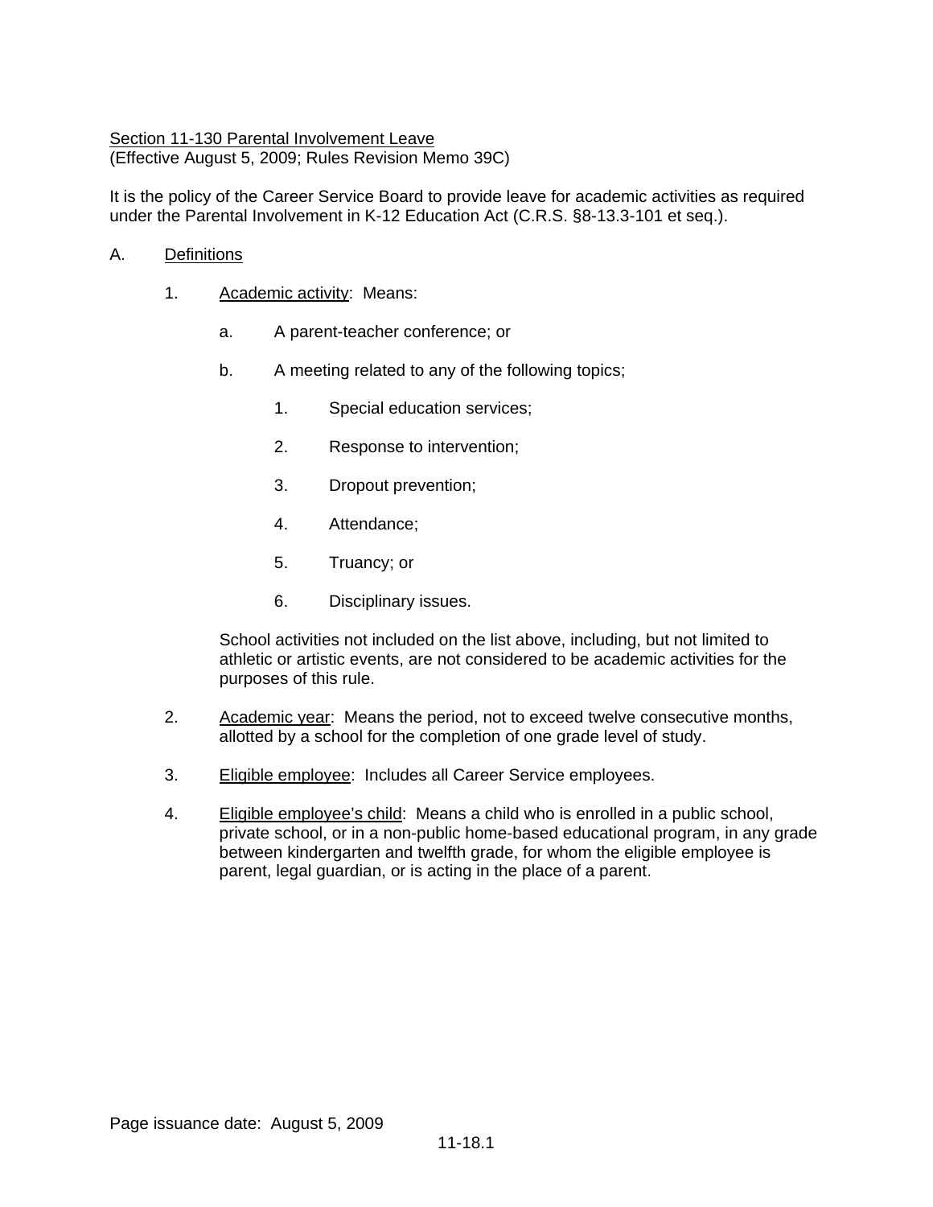Section 11-130 Parental Involvement Leave
(Effective August 5, 2009; Rules Revision Memo 39C)

It is the policy of the Career Service Board to provide leave for academic activities as required under the Parental Involvement in K-12 Education Act (C.R.S. §8-13.3-101 et seq.).

A. Definitions

1. Academic activity: Means:

    a. A parent-teacher conference; or

    b. A meeting related to any of the following topics;

        1. Special education services;

        2. Response to intervention;

        3. Dropout prevention;

        4. Attendance;

        5. Truancy; or

        6. Disciplinary issues.

    School activities not included on the list above, including, but not limited to athletic or artistic events, are not considered to be academic activities for the purposes of this rule.

2. Academic year: Means the period, not to exceed twelve consecutive months, allotted by a school for the completion of one grade level of study.

3. Eligible employee: Includes all Career Service employees.

4. Eligible employee's child: Means a child who is enrolled in a public school, private school, or in a non-public home-based educational program, in any grade between kindergarten and twelfth grade, for whom the eligible employee is parent, legal guardian, or is acting in the place of a parent.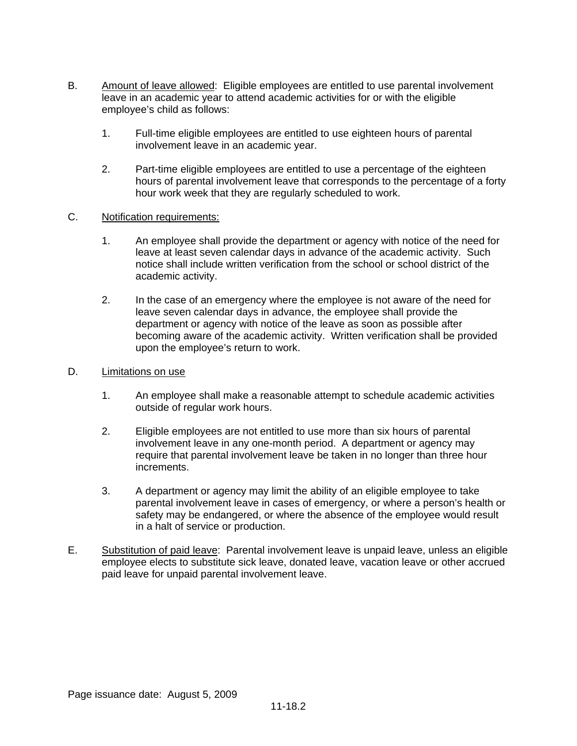B. <u>Amount of leave allowed</u>: Eligible employees are entitled to use parental involvement leave in an academic year to attend academic activities for or with the eligible employee's child as follows:

   1. Full-time eligible employees are entitled to use eighteen hours of parental involvement leave in an academic year.

   2. Part-time eligible employees are entitled to use a percentage of the eighteen hours of parental involvement leave that corresponds to the percentage of a forty hour work week that they are regularly scheduled to work.

C. <u>Notification requirements:</u>

   1. An employee shall provide the department or agency with notice of the need for leave at least seven calendar days in advance of the academic activity. Such notice shall include written verification from the school or school district of the academic activity.

   2. In the case of an emergency where the employee is not aware of the need for leave seven calendar days in advance, the employee shall provide the department or agency with notice of the leave as soon as possible after becoming aware of the academic activity. Written verification shall be provided upon the employee's return to work.

D. <u>Limitations on use</u>

   1. An employee shall make a reasonable attempt to schedule academic activities outside of regular work hours.

   2. Eligible employees are not entitled to use more than six hours of parental involvement leave in any one-month period. A department or agency may require that parental involvement leave be taken in no longer than three hour increments.

   3. A department or agency may limit the ability of an eligible employee to take parental involvement leave in cases of emergency, or where a person's health or safety may be endangered, or where the absence of the employee would result in a halt of service or production.

E. <u>Substitution of paid leave</u>: Parental involvement leave is unpaid leave, unless an eligible employee elects to substitute sick leave, donated leave, vacation leave or other accrued paid leave for unpaid parental involvement leave.

Page issuance date: August 5, 2009